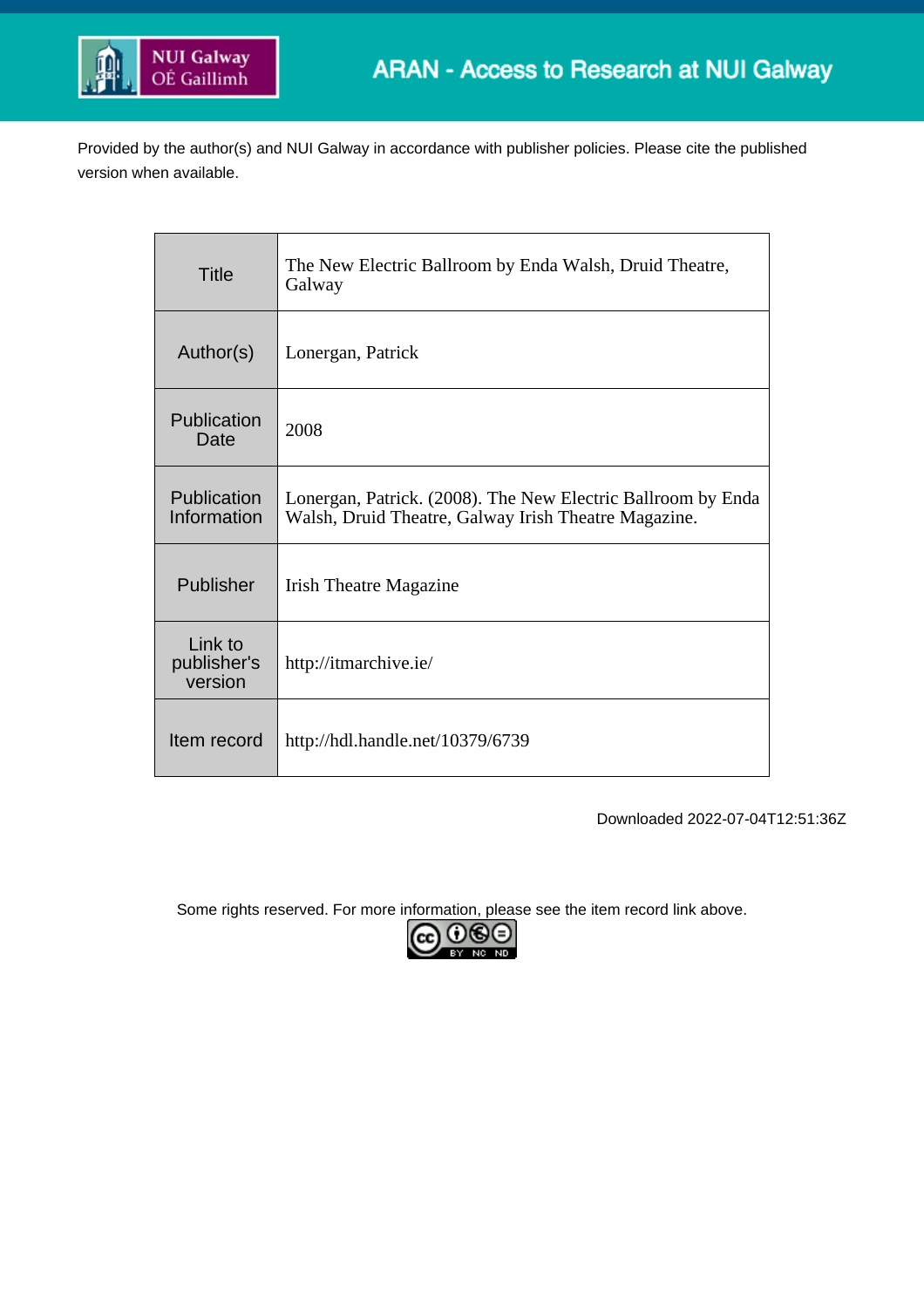ARAN - Access to Research at NUI Galway

Provided by the author(s) and NUI Galway in accordance with publisher policies. Please cite the published version when available.

| | |
|---|---|
| Title | The New Electric Ballroom by Enda Walsh, Druid Theatre, Galway |
| Author(s) | Lonergan, Patrick |
| Publication Date | 2008 |
| Publication Information | Lonergan, Patrick. (2008). The New Electric Ballroom by Enda Walsh, Druid Theatre, Galway Irish Theatre Magazine. |
| Publisher | Irish Theatre Magazine |
| Link to publisher's version | http://itmarchive.ie/ |
| Item record | http://hdl.handle.net/10379/6739 |

Downloaded 2022-07-04T12:51:36Z

Some rights reserved. For more information, please see the item record link above.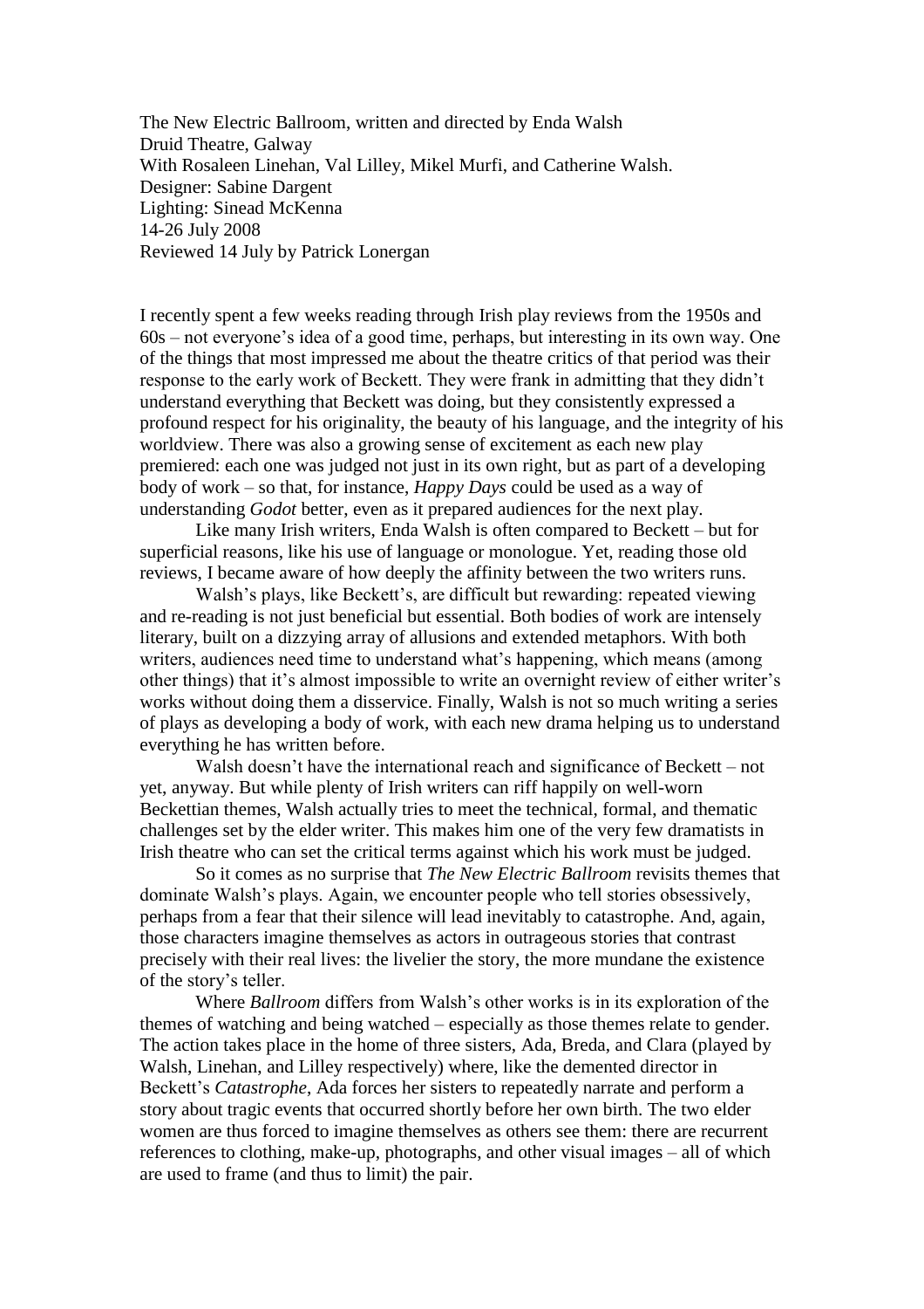The New Electric Ballroom, written and directed by Enda Walsh
Druid Theatre, Galway
With Rosaleen Linehan, Val Lilley, Mikel Murfi, and Catherine Walsh.
Designer: Sabine Dargent
Lighting: Sinead McKenna
14-26 July 2008
Reviewed 14 July by Patrick Lonergan

I recently spent a few weeks reading through Irish play reviews from the 1950s and 60s – not everyone's idea of a good time, perhaps, but interesting in its own way. One of the things that most impressed me about the theatre critics of that period was their response to the early work of Beckett. They were frank in admitting that they didn't understand everything that Beckett was doing, but they consistently expressed a profound respect for his originality, the beauty of his language, and the integrity of his worldview. There was also a growing sense of excitement as each new play premiered: each one was judged not just in its own right, but as part of a developing body of work – so that, for instance, *Happy Days* could be used as a way of understanding *Godot* better, even as it prepared audiences for the next play.

Like many Irish writers, Enda Walsh is often compared to Beckett – but for superficial reasons, like his use of language or monologue. Yet, reading those old reviews, I became aware of how deeply the affinity between the two writers runs.

Walsh's plays, like Beckett's, are difficult but rewarding: repeated viewing and re-reading is not just beneficial but essential. Both bodies of work are intensely literary, built on a dizzying array of allusions and extended metaphors. With both writers, audiences need time to understand what's happening, which means (among other things) that it's almost impossible to write an overnight review of either writer's works without doing them a disservice. Finally, Walsh is not so much writing a series of plays as developing a body of work, with each new drama helping us to understand everything he has written before.

Walsh doesn't have the international reach and significance of Beckett – not yet, anyway. But while plenty of Irish writers can riff happily on well-worn Beckettian themes, Walsh actually tries to meet the technical, formal, and thematic challenges set by the elder writer. This makes him one of the very few dramatists in Irish theatre who can set the critical terms against which his work must be judged.

So it comes as no surprise that *The New Electric Ballroom* revisits themes that dominate Walsh's plays. Again, we encounter people who tell stories obsessively, perhaps from a fear that their silence will lead inevitably to catastrophe. And, again, those characters imagine themselves as actors in outrageous stories that contrast precisely with their real lives: the livelier the story, the more mundane the existence of the story's teller.

Where *Ballroom* differs from Walsh's other works is in its exploration of the themes of watching and being watched – especially as those themes relate to gender. The action takes place in the home of three sisters, Ada, Breda, and Clara (played by Walsh, Linehan, and Lilley respectively) where, like the demented director in Beckett's *Catastrophe*, Ada forces her sisters to repeatedly narrate and perform a story about tragic events that occurred shortly before her own birth. The two elder women are thus forced to imagine themselves as others see them: there are recurrent references to clothing, make-up, photographs, and other visual images – all of which are used to frame (and thus to limit) the pair.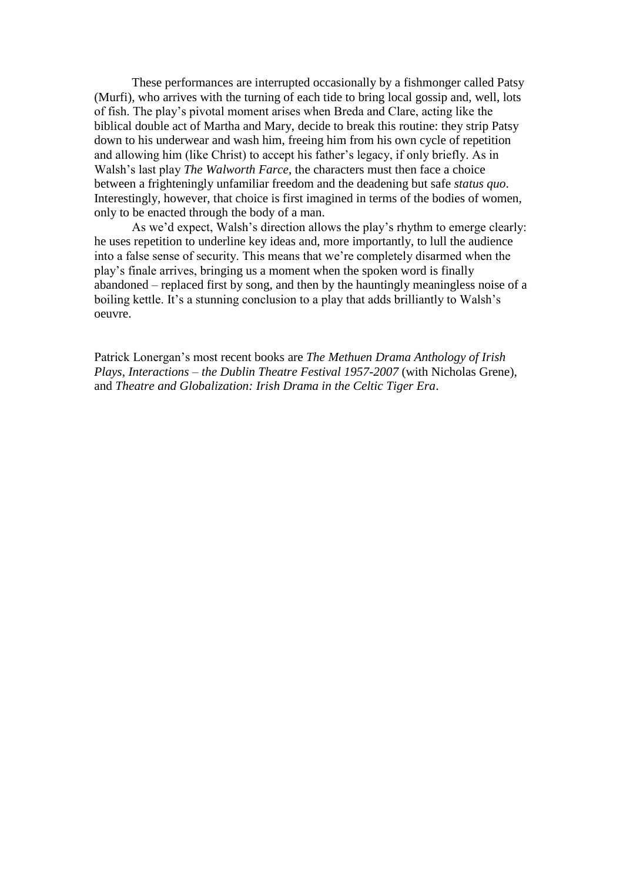These performances are interrupted occasionally by a fishmonger called Patsy (Murfi), who arrives with the turning of each tide to bring local gossip and, well, lots of fish. The play's pivotal moment arises when Breda and Clare, acting like the biblical double act of Martha and Mary, decide to break this routine: they strip Patsy down to his underwear and wash him, freeing him from his own cycle of repetition and allowing him (like Christ) to accept his father's legacy, if only briefly. As in Walsh's last play *The Walworth Farce*, the characters must then face a choice between a frighteningly unfamiliar freedom and the deadening but safe *status quo*. Interestingly, however, that choice is first imagined in terms of the bodies of women, only to be enacted through the body of a man.

As we'd expect, Walsh's direction allows the play's rhythm to emerge clearly: he uses repetition to underline key ideas and, more importantly, to lull the audience into a false sense of security. This means that we're completely disarmed when the play's finale arrives, bringing us a moment when the spoken word is finally abandoned – replaced first by song, and then by the hauntingly meaningless noise of a boiling kettle. It's a stunning conclusion to a play that adds brilliantly to Walsh's oeuvre.

Patrick Lonergan's most recent books are *The Methuen Drama Anthology of Irish Plays*, *Interactions – the Dublin Theatre Festival 1957-2007* (with Nicholas Grene), and *Theatre and Globalization: Irish Drama in the Celtic Tiger Era*.